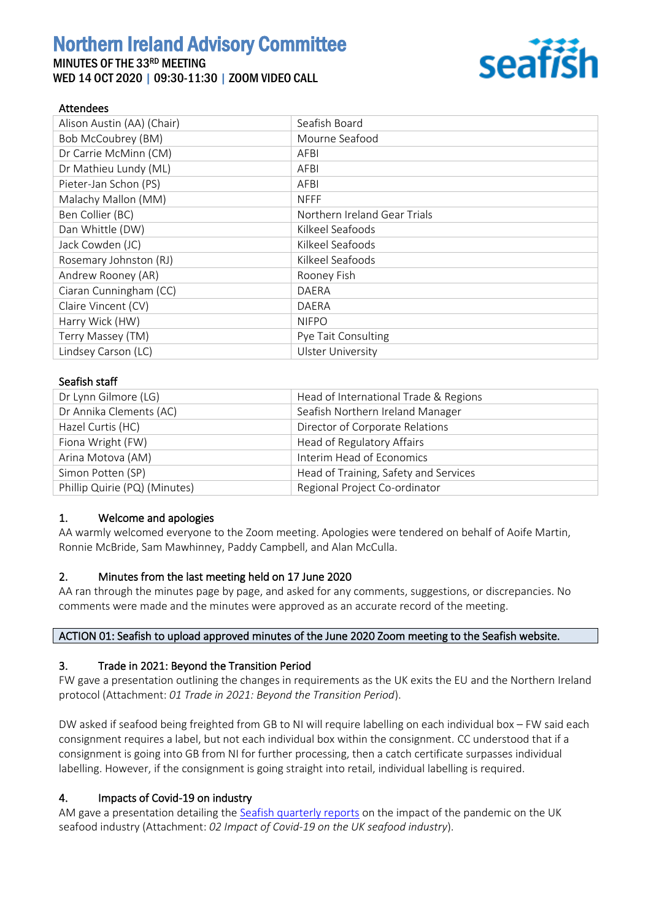# Northern Ireland Advisory Committee

MINUTES OF THE 33RD MEETING

WED 14 OCT 2020 | 09:30-11:30 | ZOOM VIDEO CALL

**Attendees**

| | |
|---|---|
| Alison Austin (AA) (Chair) | Seafish Board |
| Bob McCoubrey (BM) | Mourne Seafood |
| Dr Carrie McMinn (CM) | AFBI |
| Dr Mathieu Lundy (ML) | AFBI |
| Pieter-Jan Schon (PS) | AFBI |
| Malachy Mallon (MM) | NFFF |
| Ben Collier (BC) | Northern Ireland Gear Trials |
| Dan Whittle (DW) | Kilkeel Seafoods |
| Jack Cowden (JC) | Kilkeel Seafoods |
| Rosemary Johnston (RJ) | Kilkeel Seafoods |
| Andrew Rooney (AR) | Rooney Fish |
| Ciaran Cunningham (CC) | DAERA |
| Claire Vincent (CV) | DAERA |
| Harry Wick (HW) | NIFPO |
| Terry Massey (TM) | Pye Tait Consulting |
| Lindsey Carson (LC) | Ulster University |

**Seafish staff**

| | |
|---|---|
| Dr Lynn Gilmore (LG) | Head of International Trade & Regions |
| Dr Annika Clements (AC) | Seafish Northern Ireland Manager |
| Hazel Curtis (HC) | Director of Corporate Relations |
| Fiona Wright (FW) | Head of Regulatory Affairs |
| Arina Motova (AM) | Interim Head of Economics |
| Simon Potten (SP) | Head of Training, Safety and Services |
| Phillip Quirie (PQ) (Minutes) | Regional Project Co-ordinator |

## 1. Welcome and apologies

AA warmly welcomed everyone to the Zoom meeting. Apologies were tendered on behalf of Aoife Martin, Ronnie McBride, Sam Mawhinney, Paddy Campbell, and Alan McCulla.

## 2. Minutes from the last meeting held on 17 June 2020

AA ran through the minutes page by page, and asked for any comments, suggestions, or discrepancies. No comments were made and the minutes were approved as an accurate record of the meeting.

**ACTION 01: Seafish to upload approved minutes of the June 2020 Zoom meeting to the Seafish website.**

## 3. Trade in 2021: Beyond the Transition Period

FW gave a presentation outlining the changes in requirements as the UK exits the EU and the Northern Ireland protocol (Attachment: *01 Trade in 2021: Beyond the Transition Period*).

DW asked if seafood being freighted from GB to NI will require labelling on each individual box – FW said each consignment requires a label, but not each individual box within the consignment. CC understood that if a consignment is going into GB from NI for further processing, then a catch certificate surpasses individual labelling. However, if the consignment is going straight into retail, individual labelling is required.

## 4. Impacts of Covid-19 on industry

AM gave a presentation detailing the Seafish quarterly reports on the impact of the pandemic on the UK seafood industry (Attachment: *02 Impact of Covid-19 on the UK seafood industry*).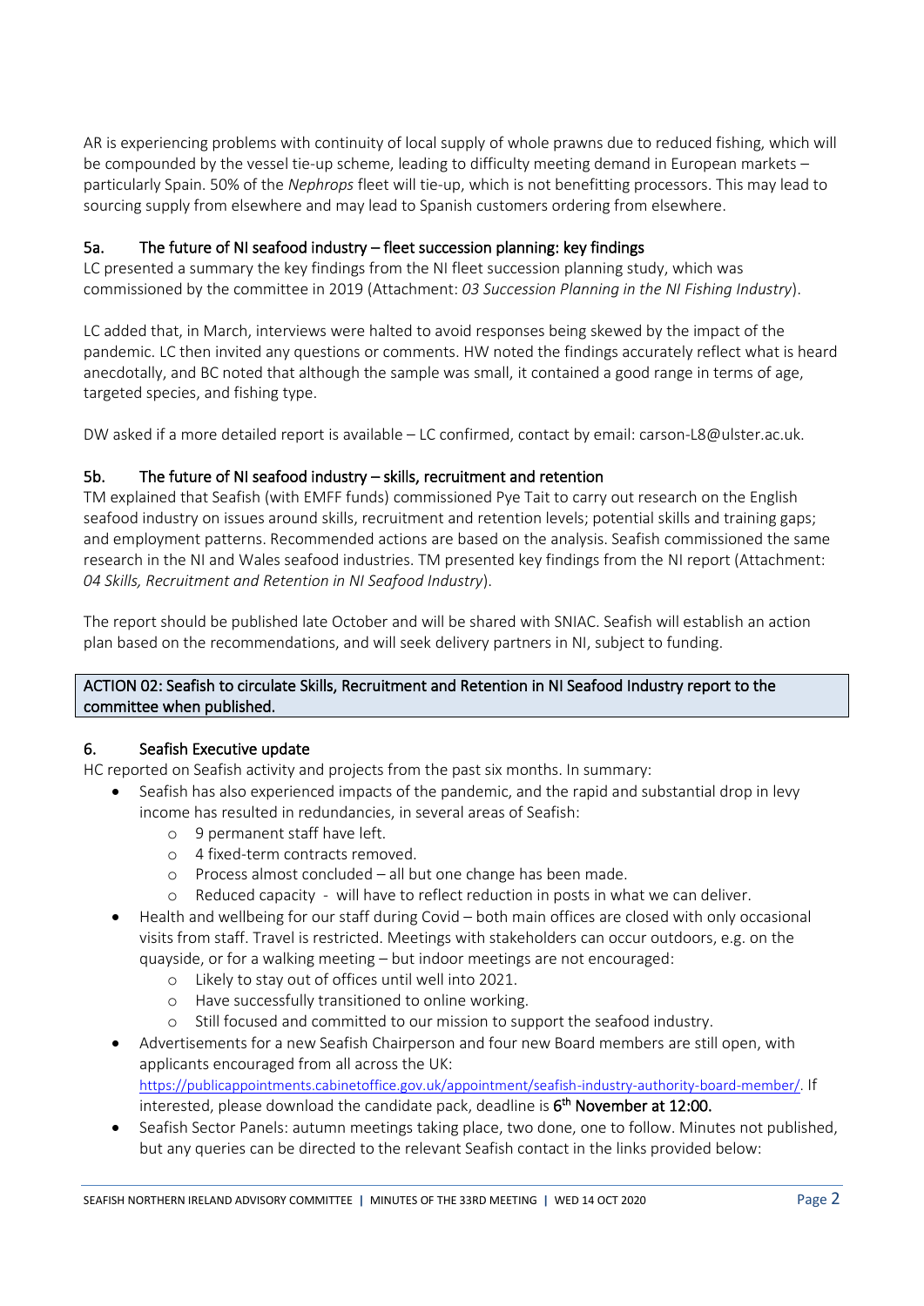AR is experiencing problems with continuity of local supply of whole prawns due to reduced fishing, which will be compounded by the vessel tie-up scheme, leading to difficulty meeting demand in European markets – particularly Spain. 50% of the *Nephrops* fleet will tie-up, which is not benefitting processors. This may lead to sourcing supply from elsewhere and may lead to Spanish customers ordering from elsewhere.

### 5a. The future of NI seafood industry – fleet succession planning: key findings

LC presented a summary the key findings from the NI fleet succession planning study, which was commissioned by the committee in 2019 (Attachment: *03 Succession Planning in the NI Fishing Industry*).

LC added that, in March, interviews were halted to avoid responses being skewed by the impact of the pandemic. LC then invited any questions or comments. HW noted the findings accurately reflect what is heard anecdotally, and BC noted that although the sample was small, it contained a good range in terms of age, targeted species, and fishing type.

DW asked if a more detailed report is available – LC confirmed, contact by email: carson-L8@ulster.ac.uk.

### 5b. The future of NI seafood industry – skills, recruitment and retention

TM explained that Seafish (with EMFF funds) commissioned Pye Tait to carry out research on the English seafood industry on issues around skills, recruitment and retention levels; potential skills and training gaps; and employment patterns. Recommended actions are based on the analysis. Seafish commissioned the same research in the NI and Wales seafood industries. TM presented key findings from the NI report (Attachment: *04 Skills, Recruitment and Retention in NI Seafood Industry*).

The report should be published late October and will be shared with SNIAC. Seafish will establish an action plan based on the recommendations, and will seek delivery partners in NI, subject to funding.

**ACTION 02: Seafish to circulate Skills, Recruitment and Retention in NI Seafood Industry report to the committee when published.**

### 6. Seafish Executive update

HC reported on Seafish activity and projects from the past six months. In summary:

- Seafish has also experienced impacts of the pandemic, and the rapid and substantial drop in levy income has resulted in redundancies, in several areas of Seafish:
  - 9 permanent staff have left.
  - 4 fixed-term contracts removed.
  - Process almost concluded – all but one change has been made.
  - Reduced capacity - will have to reflect reduction in posts in what we can deliver.
- Health and wellbeing for our staff during Covid – both main offices are closed with only occasional visits from staff. Travel is restricted. Meetings with stakeholders can occur outdoors, e.g. on the quayside, or for a walking meeting – but indoor meetings are not encouraged:
  - Likely to stay out of offices until well into 2021.
  - Have successfully transitioned to online working.
  - Still focused and committed to our mission to support the seafood industry.
- Advertisements for a new Seafish Chairperson and four new Board members are still open, with applicants encouraged from all across the UK: https://publicappointments.cabinetoffice.gov.uk/appointment/seafish-industry-authority-board-member/. If interested, please download the candidate pack, deadline is **6th November at 12:00.**
- Seafish Sector Panels: autumn meetings taking place, two done, one to follow. Minutes not published, but any queries can be directed to the relevant Seafish contact in the links provided below: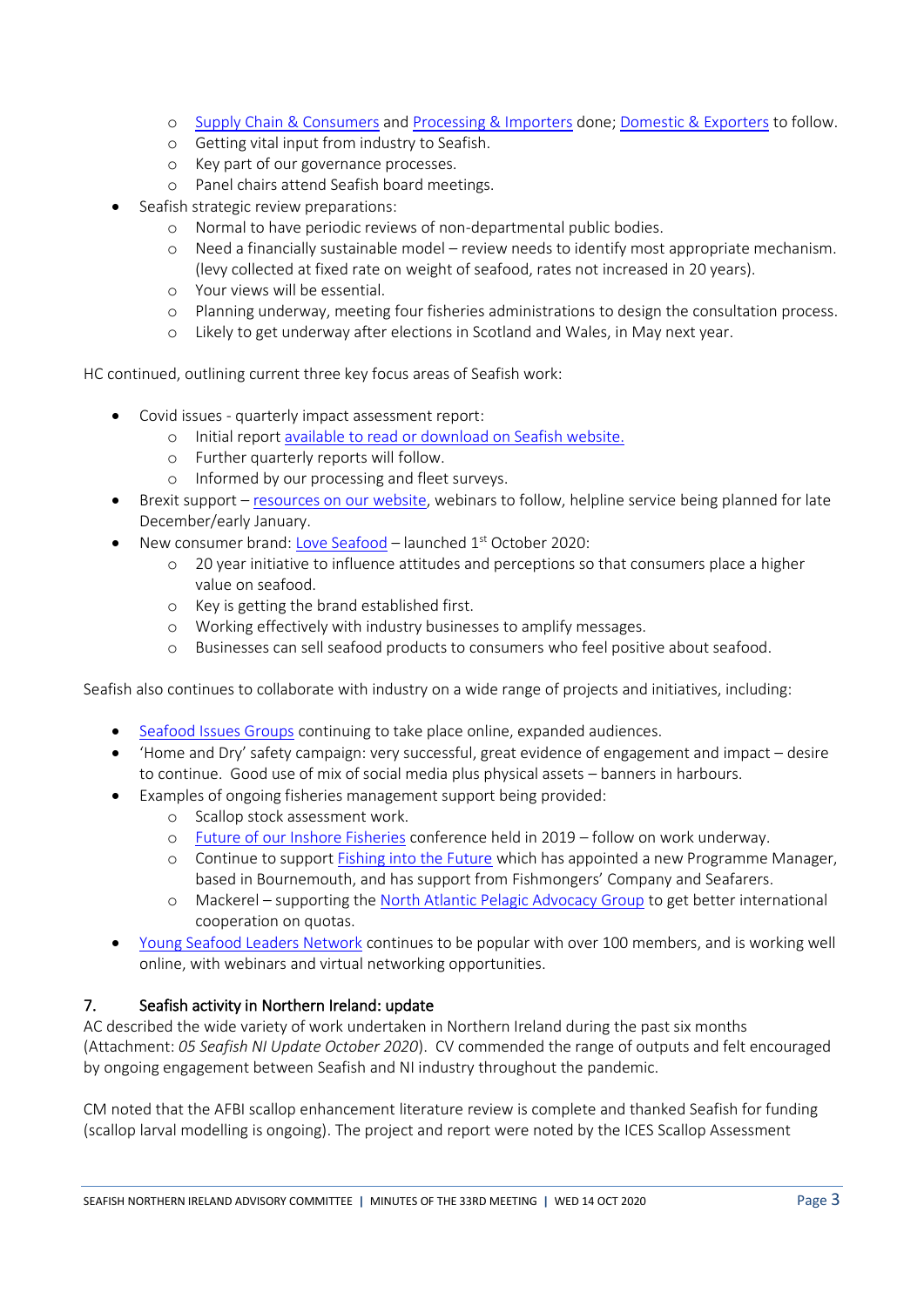- Supply Chain & Consumers and Processing & Importers done; Domestic & Exporters to follow.
    - Getting vital input from industry to Seafish.
    - Key part of our governance processes.
    - Panel chairs attend Seafish board meetings.
- Seafish strategic review preparations:
    - Normal to have periodic reviews of non-departmental public bodies.
    - Need a financially sustainable model – review needs to identify most appropriate mechanism. (levy collected at fixed rate on weight of seafood, rates not increased in 20 years).
    - Your views will be essential.
    - Planning underway, meeting four fisheries administrations to design the consultation process.
    - Likely to get underway after elections in Scotland and Wales, in May next year.

HC continued, outlining current three key focus areas of Seafish work:

- Covid issues - quarterly impact assessment report:
    - Initial report available to read or download on Seafish website.
    - Further quarterly reports will follow.
    - Informed by our processing and fleet surveys.
- Brexit support – resources on our website, webinars to follow, helpline service being planned for late December/early January.
- New consumer brand: Love Seafood – launched 1st October 2020:
    - 20 year initiative to influence attitudes and perceptions so that consumers place a higher value on seafood.
    - Key is getting the brand established first.
    - Working effectively with industry businesses to amplify messages.
    - Businesses can sell seafood products to consumers who feel positive about seafood.

Seafish also continues to collaborate with industry on a wide range of projects and initiatives, including:

- Seafood Issues Groups continuing to take place online, expanded audiences.
- 'Home and Dry' safety campaign: very successful, great evidence of engagement and impact – desire to continue. Good use of mix of social media plus physical assets – banners in harbours.
- Examples of ongoing fisheries management support being provided:
    - Scallop stock assessment work.
    - Future of our Inshore Fisheries conference held in 2019 – follow on work underway.
    - Continue to support Fishing into the Future which has appointed a new Programme Manager, based in Bournemouth, and has support from Fishmongers' Company and Seafarers.
    - Mackerel – supporting the North Atlantic Pelagic Advocacy Group to get better international cooperation on quotas.
- Young Seafood Leaders Network continues to be popular with over 100 members, and is working well online, with webinars and virtual networking opportunities.

## 7. Seafish activity in Northern Ireland: update

AC described the wide variety of work undertaken in Northern Ireland during the past six months (Attachment: *05 Seafish NI Update October 2020*). CV commended the range of outputs and felt encouraged by ongoing engagement between Seafish and NI industry throughout the pandemic.

CM noted that the AFBI scallop enhancement literature review is complete and thanked Seafish for funding (scallop larval modelling is ongoing). The project and report were noted by the ICES Scallop Assessment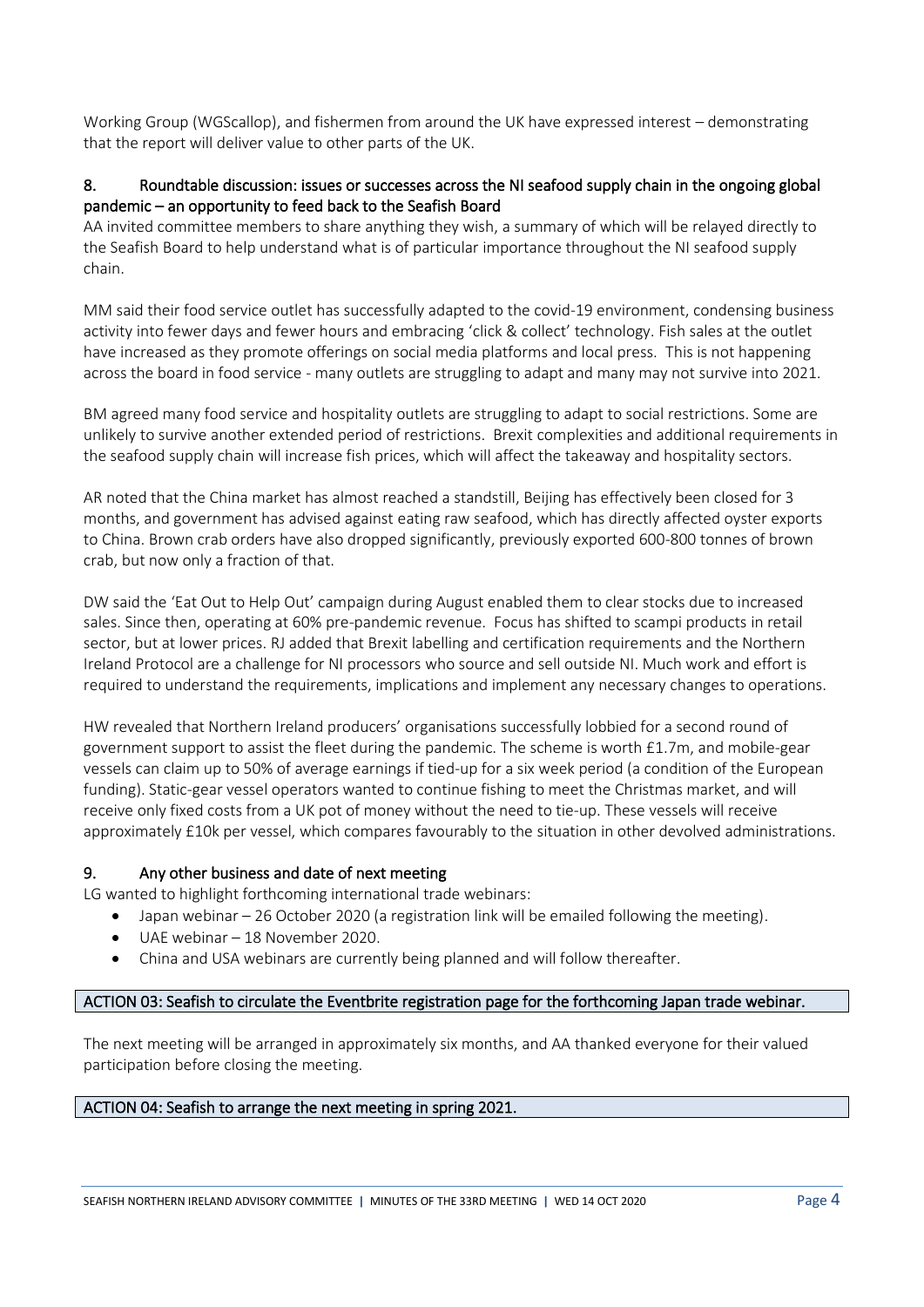Working Group (WGScallop), and fishermen from around the UK have expressed interest – demonstrating that the report will deliver value to other parts of the UK.

## 8. Roundtable discussion: issues or successes across the NI seafood supply chain in the ongoing global pandemic – an opportunity to feed back to the Seafish Board

AA invited committee members to share anything they wish, a summary of which will be relayed directly to the Seafish Board to help understand what is of particular importance throughout the NI seafood supply chain.

MM said their food service outlet has successfully adapted to the covid-19 environment, condensing business activity into fewer days and fewer hours and embracing 'click & collect' technology. Fish sales at the outlet have increased as they promote offerings on social media platforms and local press. This is not happening across the board in food service - many outlets are struggling to adapt and many may not survive into 2021.

BM agreed many food service and hospitality outlets are struggling to adapt to social restrictions. Some are unlikely to survive another extended period of restrictions. Brexit complexities and additional requirements in the seafood supply chain will increase fish prices, which will affect the takeaway and hospitality sectors.

AR noted that the China market has almost reached a standstill, Beijing has effectively been closed for 3 months, and government has advised against eating raw seafood, which has directly affected oyster exports to China. Brown crab orders have also dropped significantly, previously exported 600-800 tonnes of brown crab, but now only a fraction of that.

DW said the 'Eat Out to Help Out' campaign during August enabled them to clear stocks due to increased sales. Since then, operating at 60% pre-pandemic revenue. Focus has shifted to scampi products in retail sector, but at lower prices. RJ added that Brexit labelling and certification requirements and the Northern Ireland Protocol are a challenge for NI processors who source and sell outside NI. Much work and effort is required to understand the requirements, implications and implement any necessary changes to operations.

HW revealed that Northern Ireland producers' organisations successfully lobbied for a second round of government support to assist the fleet during the pandemic. The scheme is worth £1.7m, and mobile-gear vessels can claim up to 50% of average earnings if tied-up for a six week period (a condition of the European funding). Static-gear vessel operators wanted to continue fishing to meet the Christmas market, and will receive only fixed costs from a UK pot of money without the need to tie-up. These vessels will receive approximately £10k per vessel, which compares favourably to the situation in other devolved administrations.

## 9. Any other business and date of next meeting

LG wanted to highlight forthcoming international trade webinars:

- Japan webinar – 26 October 2020 (a registration link will be emailed following the meeting).
- UAE webinar – 18 November 2020.
- China and USA webinars are currently being planned and will follow thereafter.

**ACTION 03: Seafish to circulate the Eventbrite registration page for the forthcoming Japan trade webinar.**

The next meeting will be arranged in approximately six months, and AA thanked everyone for their valued participation before closing the meeting.

**ACTION 04: Seafish to arrange the next meeting in spring 2021.**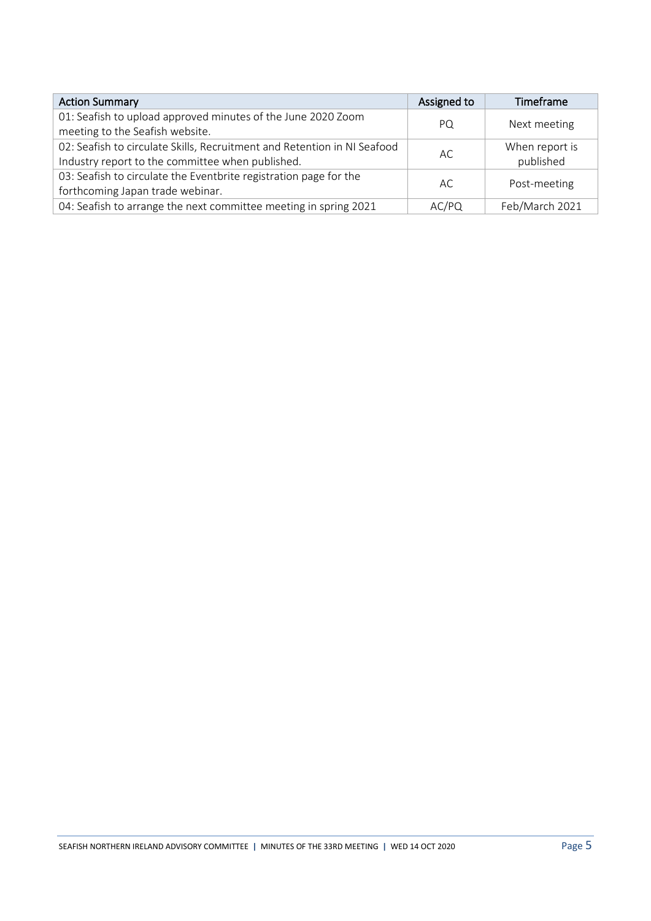| Action Summary | Assigned to | Timeframe |
|---|---|---|
| 01: Seafish to upload approved minutes of the June 2020 Zoom meeting to the Seafish website. | PQ | Next meeting |
| 02: Seafish to circulate Skills, Recruitment and Retention in NI Seafood Industry report to the committee when published. | AC | When report is published |
| 03: Seafish to circulate the Eventbrite registration page for the forthcoming Japan trade webinar. | AC | Post-meeting |
| 04: Seafish to arrange the next committee meeting in spring 2021 | AC/PQ | Feb/March 2021 |